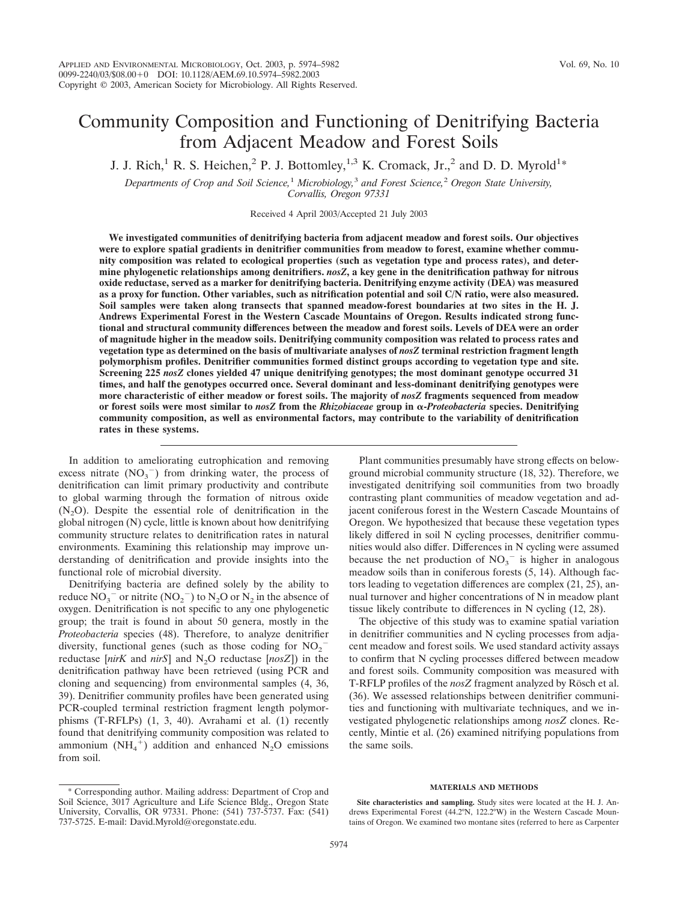# Community Composition and Functioning of Denitrifying Bacteria from Adjacent Meadow and Forest Soils

J. J. Rich,[1] R. S. Heichen,[2] P. J. Bottomley,[1,3] K. Cromack, Jr.,[2] and D. D. Myrold[1]*

*Departments of Crop and Soil Science,[1] Microbiology,[3] and Forest Science,[2] Oregon State University, Corvallis, Oregon 97331*

Received 4 April 2003/Accepted 21 July 2003

**We investigated communities of denitrifying bacteria from adjacent meadow and forest soils. Our objectives were to explore spatial gradients in denitrifier communities from meadow to forest, examine whether community composition was related to ecological properties (such as vegetation type and process rates), and determine phylogenetic relationships among denitrifiers. *nosZ*, a key gene in the denitrification pathway for nitrous oxide reductase, served as a marker for denitrifying bacteria. Denitrifying enzyme activity (DEA) was measured as a proxy for function. Other variables, such as nitrification potential and soil C/N ratio, were also measured. Soil samples were taken along transects that spanned meadow-forest boundaries at two sites in the H. J. Andrews Experimental Forest in the Western Cascade Mountains of Oregon. Results indicated strong functional and structural community differences between the meadow and forest soils. Levels of DEA were an order of magnitude higher in the meadow soils. Denitrifying community composition was related to process rates and vegetation type as determined on the basis of multivariate analyses of *nosZ* terminal restriction fragment length polymorphism profiles. Denitrifier communities formed distinct groups according to vegetation type and site. Screening 225 *nosZ* clones yielded 47 unique denitrifying genotypes; the most dominant genotype occurred 31 times, and half the genotypes occurred once. Several dominant and less-dominant denitrifying genotypes were more characteristic of either meadow or forest soils. The majority of *nosZ* fragments sequenced from meadow or forest soils were most similar to *nosZ* from the *Rhizobiaceae* group in α-*Proteobacteria* species. Denitrifying community composition, as well as environmental factors, may contribute to the variability of denitrification rates in these systems.**

In addition to ameliorating eutrophication and removing excess nitrate ($NO_3^-$) from drinking water, the process of denitrification can limit primary productivity and contribute to global warming through the formation of nitrous oxide ($N_2O$). Despite the essential role of denitrification in the global nitrogen (N) cycle, little is known about how denitrifying community structure relates to denitrification rates in natural environments. Examining this relationship may improve understanding of denitrification and provide insights into the functional role of microbial diversity.

Denitrifying bacteria are defined solely by the ability to reduce $NO_3^-$ or nitrite ($NO_2^-$) to $N_2O$ or $N_2$ in the absence of oxygen. Denitrification is not specific to any one phylogenetic group; the trait is found in about 50 genera, mostly in the *Proteobacteria* species (48). Therefore, to analyze denitrifier diversity, functional genes (such as those coding for $NO_2^-$ reductase [*nirK* and *nirS*] and $N_2O$ reductase [*nosZ*]) in the denitrification pathway have been retrieved (using PCR and cloning and sequencing) from environmental samples (4, 36, 39). Denitrifier community profiles have been generated using PCR-coupled terminal restriction fragment length polymorphisms (T-RFLPs) (1, 3, 40). Avrahami et al. (1) recently found that denitrifying community composition was related to ammonium ($NH_4^+$) addition and enhanced $N_2O$ emissions from soil.

Plant communities presumably have strong effects on belowground microbial community structure (18, 32). Therefore, we investigated denitrifying soil communities from two broadly contrasting plant communities of meadow vegetation and adjacent coniferous forest in the Western Cascade Mountains of Oregon. We hypothesized that because these vegetation types likely differed in soil N cycling processes, denitrifier communities would also differ. Differences in N cycling were assumed because the net production of $NO_3^-$ is higher in analogous meadow soils than in coniferous forests (5, 14). Although factors leading to vegetation differences are complex (21, 25), annual turnover and higher concentrations of N in meadow plant tissue likely contribute to differences in N cycling (12, 28).

The objective of this study was to examine spatial variation in denitrifier communities and N cycling processes from adjacent meadow and forest soils. We used standard activity assays to confirm that N cycling processes differed between meadow and forest soils. Community composition was measured with T-RFLP profiles of the *nosZ* fragment analyzed by Rösch et al. (36). We assessed relationships between denitrifier communities and functioning with multivariate techniques, and we investigated phylogenetic relationships among *nosZ* clones. Recently, Mintie et al. (26) examined nitrifying populations from the same soils.

## MATERIALS AND METHODS

**Site characteristics and sampling.** Study sites were located at the H. J. Andrews Experimental Forest (44.2°N, 122.2°W) in the Western Cascade Mountains of Oregon. We examined two montane sites (referred to here as Carpenter

* Corresponding author. Mailing address: Department of Crop and Soil Science, 3017 Agriculture and Life Science Bldg., Oregon State University, Corvallis, OR 97331. Phone: (541) 737-5737. Fax: (541) 737-5725. E-mail: David.Myrold@oregonstate.edu.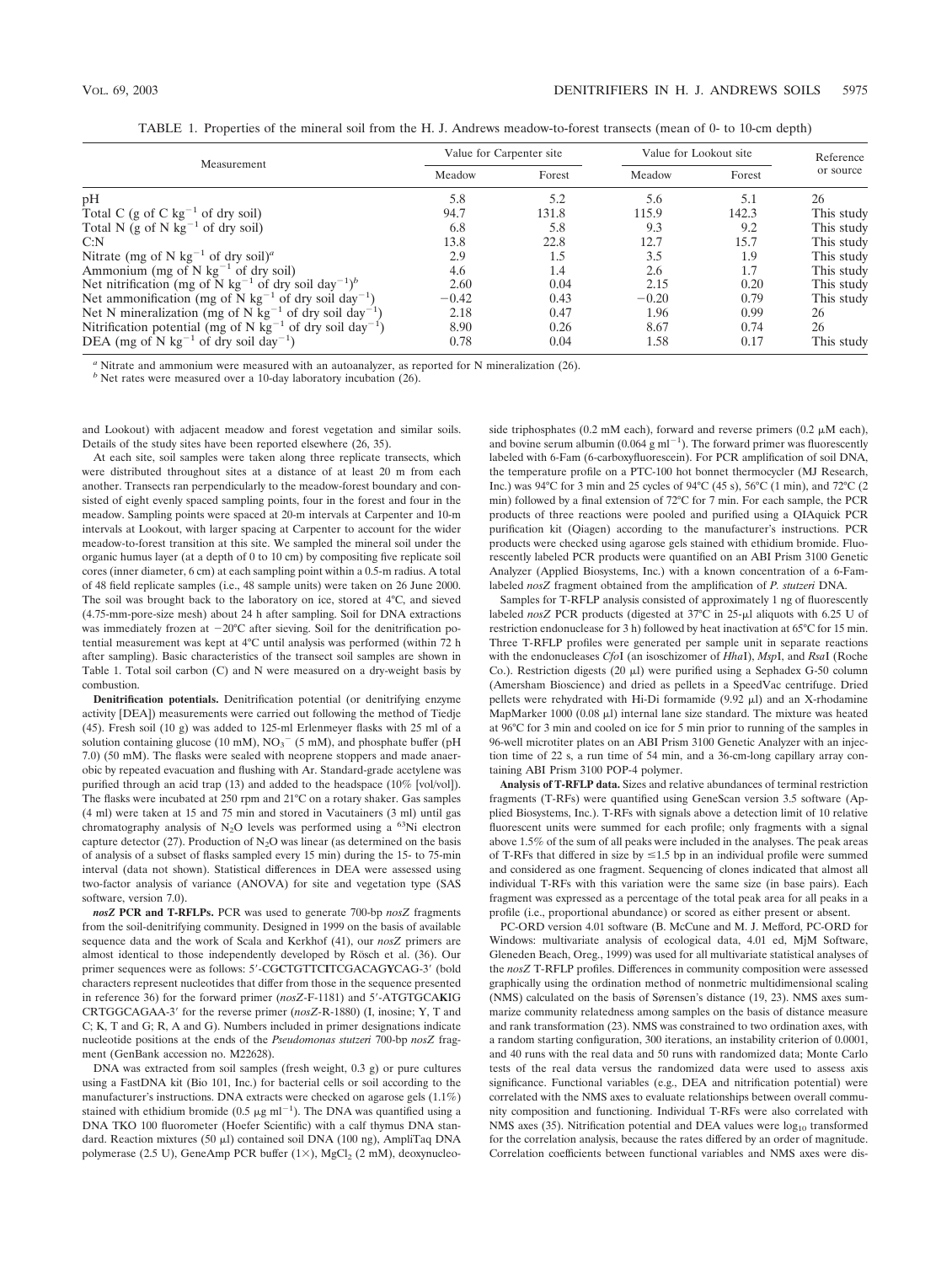TABLE 1. Properties of the mineral soil from the H. J. Andrews meadow-to-forest transects (mean of 0- to 10-cm depth)

| Measurement | Value for Carpenter site | | Value for Lookout site | | Reference or source |
|---|---|---|---|---|---|
| | Meadow | Forest | Meadow | Forest | |
| pH | 5.8 | 5.2 | 5.6 | 5.1 | 26 |
| Total C (g of C $kg^{-1}$ of dry soil) | 94.7 | 131.8 | 115.9 | 142.3 | This study |
| Total N (g of N $kg^{-1}$ of dry soil) | 6.8 | 5.8 | 9.3 | 9.2 | This study |
| C:N | 13.8 | 22.8 | 12.7 | 15.7 | This study |
| Nitrate (mg of N $kg^{-1}$ of dry soil)[a] | 2.9 | 1.5 | 3.5 | 1.9 | This study |
| Ammonium (mg of N $kg^{-1}$ of dry soil) | 4.6 | 1.4 | 2.6 | 1.7 | This study |
| Net nitrification (mg of N $kg^{-1}$ of dry soil $day^{-1}$)[b] | 2.60 | 0.04 | 2.15 | 0.20 | This study |
| Net ammonification (mg of N $kg^{-1}$ of dry soil $day^{-1}$) | −0.42 | 0.43 | −0.20 | 0.79 | This study |
| Net N mineralization (mg of N $kg^{-1}$ of dry soil $day^{-1}$) | 2.18 | 0.47 | 1.96 | 0.99 | 26 |
| Nitrification potential (mg of N $kg^{-1}$ of dry soil $day^{-1}$) | 8.90 | 0.26 | 8.67 | 0.74 | 26 |
| DEA (mg of N $kg^{-1}$ of dry soil $day^{-1}$) | 0.78 | 0.04 | 1.58 | 0.17 | This study |

[a] Nitrate and ammonium were measured with an autoanalyzer, as reported for N mineralization (26).
[b] Net rates were measured over a 10-day laboratory incubation (26).

and Lookout) with adjacent meadow and forest vegetation and similar soils. Details of the study sites have been reported elsewhere (26, 35).

At each site, soil samples were taken along three replicate transects, which were distributed throughout sites at a distance of at least 20 m from each another. Transects ran perpendicularly to the meadow-forest boundary and consisted of eight evenly spaced sampling points, four in the forest and four in the meadow. Sampling points were spaced at 20-m intervals at Carpenter and 10-m intervals at Lookout, with larger spacing at Carpenter to account for the wider meadow-to-forest transition at this site. We sampled the mineral soil under the organic humus layer (at a depth of 0 to 10 cm) by compositing five replicate soil cores (inner diameter, 6 cm) at each sampling point within a 0.5-m radius. A total of 48 field replicate samples (i.e., 48 sample units) were taken on 26 June 2000. The soil was brought back to the laboratory on ice, stored at 4°C, and sieved (4.75-mm-pore-size mesh) about 24 h after sampling. Soil for DNA extractions was immediately frozen at −20°C after sieving. Soil for the denitrification potential measurement was kept at 4°C until analysis was performed (within 72 h after sampling). Basic characteristics of the transect soil samples are shown in Table 1. Total soil carbon (C) and N were measured on a dry-weight basis by combustion.

**Denitrification potentials.** Denitrification potential (or denitrifying enzyme activity [DEA]) measurements were carried out following the method of Tiedje (45). Fresh soil (10 g) was added to 125-ml Erlenmeyer flasks with 25 ml of a solution containing glucose (10 mM), $NO_3^-$ (5 mM), and phosphate buffer (pH 7.0) (50 mM). The flasks were sealed with neoprene stoppers and made anaerobic by repeated evacuation and flushing with Ar. Standard-grade acetylene was purified through an acid trap (13) and added to the headspace (10% [vol/vol]). The flasks were incubated at 250 rpm and 21°C on a rotary shaker. Gas samples (4 ml) were taken at 15 and 75 min and stored in Vacutainers (3 ml) until gas chromatography analysis of $N_2O$ levels was performed using a $^{63}$Ni electron capture detector (27). Production of $N_2O$ was linear (as determined on the basis of analysis of a subset of flasks sampled every 15 min) during the 15- to 75-min interval (data not shown). Statistical differences in DEA were assessed using two-factor analysis of variance (ANOVA) for site and vegetation type (SAS software, version 7.0).

***nosZ* PCR and T-RFLPs.** PCR was used to generate 700-bp *nosZ* fragments from the soil-denitrifying community. Designed in 1999 on the basis of available sequence data and the work of Scala and Kerkhof (41), our *nosZ* primers are almost identical to those independently developed by Rösch et al. (36). Our primer sequences were as follows: 5′-CG**C**TGTTC**I**TCGACAG**Y**CAG-3′ (bold characters represent nucleotides that differ from those in the sequence presented in reference 36) for the forward primer (*nosZ*-F-1181) and 5′-ATGTGCA**K**IG CRTGGCAGAA-3′ for the reverse primer (*nosZ*-R-1880) (I, inosine; Y, T and C; K, T and G; R, A and G). Numbers included in primer designations indicate nucleotide positions at the ends of the *Pseudomonas stutzeri* 700-bp *nosZ* fragment (GenBank accession no. M22628).

DNA was extracted from soil samples (fresh weight, 0.3 g) or pure cultures using a FastDNA kit (Bio 101, Inc.) for bacterial cells or soil according to the manufacturer's instructions. DNA extracts were checked on agarose gels (1.1%) stained with ethidium bromide (0.5 μg $ml^{-1}$). The DNA was quantified using a DNA TKO 100 fluorometer (Hoefer Scientific) with a calf thymus DNA standard. Reaction mixtures (50 μl) contained soil DNA (100 ng), AmpliTaq DNA polymerase (2.5 U), GeneAmp PCR buffer (1×), $MgCl_2$ (2 mM), deoxynucleoside triphosphates (0.2 mM each), forward and reverse primers (0.2 μM each), and bovine serum albumin (0.064 g $ml^{-1}$). The forward primer was fluorescently labeled with 6-Fam (6-carboxyfluorescein). For PCR amplification of soil DNA, the temperature profile on a PTC-100 hot bonnet thermocycler (MJ Research, Inc.) was 94°C for 3 min and 25 cycles of 94°C (45 s), 56°C (1 min), and 72°C (2 min) followed by a final extension of 72°C for 7 min. For each sample, the PCR products of three reactions were pooled and purified using a QIAquick PCR purification kit (Qiagen) according to the manufacturer's instructions. PCR products were checked using agarose gels stained with ethidium bromide. Fluorescently labeled PCR products were quantified on an ABI Prism 3100 Genetic Analyzer (Applied Biosystems, Inc.) with a known concentration of a 6-Fam-labeled *nosZ* fragment obtained from the amplification of *P. stutzeri* DNA.

Samples for T-RFLP analysis consisted of approximately 1 ng of fluorescently labeled *nosZ* PCR products (digested at 37°C in 25-μl aliquots with 6.25 U of restriction endonuclease for 3 h) followed by heat inactivation at 65°C for 15 min. Three T-RFLP profiles were generated per sample unit in separate reactions with the endonucleases *Cfo*I (an isoschizomer of *Hha*I), *Msp*I, and *Rsa*I (Roche Co.). Restriction digests (20 μl) were purified using a Sephadex G-50 column (Amersham Bioscience) and dried as pellets in a SpeedVac centrifuge. Dried pellets were rehydrated with Hi-Di formamide (9.92 μl) and an X-rhodamine MapMarker 1000 (0.08 μl) internal lane size standard. The mixture was heated at 96°C for 3 min and cooled on ice for 5 min prior to running of the samples in 96-well microtiter plates on an ABI Prism 3100 Genetic Analyzer with an injection time of 22 s, a run time of 54 min, and a 36-cm-long capillary array containing ABI Prism 3100 POP-4 polymer.

**Analysis of T-RFLP data.** Sizes and relative abundances of terminal restriction fragments (T-RFs) were quantified using GeneScan version 3.5 software (Applied Biosystems, Inc.). T-RFs with signals above a detection limit of 10 relative fluorescent units were summed for each profile; only fragments with a signal above 1.5% of the sum of all peaks were included in the analyses. The peak areas of T-RFs that differed in size by ≤1.5 bp in an individual profile were summed and considered as one fragment. Sequencing of clones indicated that almost all individual T-RFs with this variation were the same size (in base pairs). Each fragment was expressed as a percentage of the total peak area for all peaks in a profile (i.e., proportional abundance) or scored as either present or absent.

PC-ORD version 4.01 software (B. McCune and M. J. Mefford, PC-ORD for Windows: multivariate analysis of ecological data, 4.01 ed, MjM Software, Gleneden Beach, Oreg., 1999) was used for all multivariate statistical analyses of the *nosZ* T-RFLP profiles. Differences in community composition were assessed graphically using the ordination method of nonmetric multidimensional scaling (NMS) calculated on the basis of Sørensen's distance (19, 23). NMS axes summarize community relatedness among samples on the basis of distance measure and rank transformation (23). NMS was constrained to two ordination axes, with a random starting configuration, 300 iterations, an instability criterion of 0.0001, and 40 runs with the real data and 50 runs with randomized data; Monte Carlo tests of the real data versus the randomized data were used to assess axis significance. Functional variables (e.g., DEA and nitrification potential) were correlated with the NMS axes to evaluate relationships between overall community composition and functioning. Individual T-RFs were also correlated with NMS axes (35). Nitrification potential and DEA values were $\log_{10}$ transformed for the correlation analysis, because the rates differed by an order of magnitude. Correlation coefficients between functional variables and NMS axes were dis-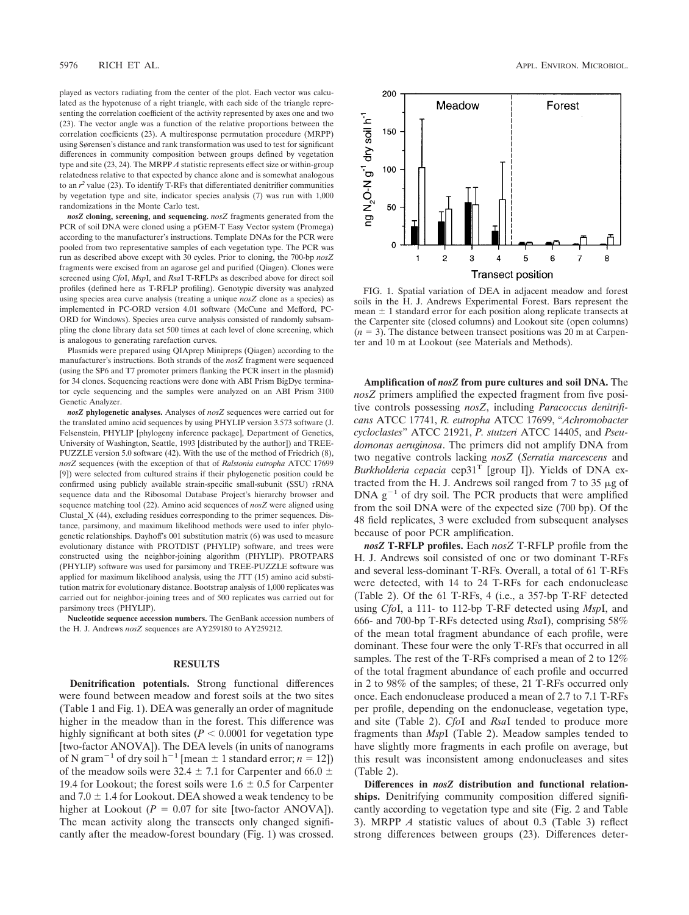played as vectors radiating from the center of the plot. Each vector was calculated as the hypotenuse of a right triangle, with each side of the triangle representing the correlation coefficient of the activity represented by axes one and two (23). The vector angle was a function of the relative proportions between the correlation coefficients (23). A multiresponse permutation procedure (MRPP) using Sørensen's distance and rank transformation was used to test for significant differences in community composition between groups defined by vegetation type and site (23, 24). The MRPP *A* statistic represents effect size or within-group relatedness relative to that expected by chance alone and is somewhat analogous to an $r^2$ value (23). To identify T-RFs that differentiated denitrifier communities by vegetation type and site, indicator species analysis (7) was run with 1,000 randomizations in the Monte Carlo test.

***nosZ* cloning, screening, and sequencing.** *nosZ* fragments generated from the PCR of soil DNA were cloned using a pGEM-T Easy Vector system (Promega) according to the manufacturer's instructions. Template DNAs for the PCR were pooled from two representative samples of each vegetation type. The PCR was run as described above except with 30 cycles. Prior to cloning, the 700-bp *nosZ* fragments were excised from an agarose gel and purified (Qiagen). Clones were screened using *Cfo*I, *Msp*I, and *Rsa*I T-RFLPs as described above for direct soil profiles (defined here as T-RFLP profiling). Genotypic diversity was analyzed using species area curve analysis (treating a unique *nosZ* clone as a species) as implemented in PC-ORD version 4.01 software (McCune and Mefford, PC-ORD for Windows). Species area curve analysis consisted of randomly subsampling the clone library data set 500 times at each level of clone screening, which is analogous to generating rarefaction curves.

Plasmids were prepared using QIAprep Minipreps (Qiagen) according to the manufacturer's instructions. Both strands of the *nosZ* fragment were sequenced (using the SP6 and T7 promoter primers flanking the PCR insert in the plasmid) for 34 clones. Sequencing reactions were done with ABI Prism BigDye terminator cycle sequencing and the samples were analyzed on an ABI Prism 3100 Genetic Analyzer.

***nosZ* phylogenetic analyses.** Analyses of *nosZ* sequences were carried out for the translated amino acid sequences by using PHYLIP version 3.573 software (J. Felsenstein, PHYLIP [phylogeny inference package], Department of Genetics, University of Washington, Seattle, 1993 [distributed by the author]) and TREE-PUZZLE version 5.0 software (42). With the use of the method of Friedrich (8), *nosZ* sequences (with the exception of that of *Ralstonia eutropha* ATCC 17699 [9]) were selected from cultured strains if their phylogenetic position could be confirmed using publicly available strain-specific small-subunit (SSU) rRNA sequence data and the Ribosomal Database Project's hierarchy browser and sequence matching tool (22). Amino acid sequences of *nosZ* were aligned using Clustal_X (44), excluding residues corresponding to the primer sequences. Distance, parsimony, and maximum likelihood methods were used to infer phylogenetic relationships. Dayhoff's 001 substitution matrix (6) was used to measure evolutionary distance with PROTDIST (PHYLIP) software, and trees were constructed using the neighbor-joining algorithm (PHYLIP). PROTPARS (PHYLIP) software was used for parsimony and TREE-PUZZLE software was applied for maximum likelihood analysis, using the JTT (15) amino acid substitution matrix for evolutionary distance. Bootstrap analysis of 1,000 replicates was carried out for neighbor-joining trees and of 500 replicates was carried out for parsimony trees (PHYLIP).

**Nucleotide sequence accession numbers.** The GenBank accession numbers of the H. J. Andrews *nosZ* sequences are AY259180 to AY259212.

## RESULTS

**Denitrification potentials.** Strong functional differences were found between meadow and forest soils at the two sites (Table 1 and Fig. 1). DEA was generally an order of magnitude higher in the meadow than in the forest. This difference was highly significant at both sites ($P < 0.0001$ for vegetation type [two-factor ANOVA]). The DEA levels (in units of nanograms of N gram$^{-1}$ of dry soil h$^{-1}$ [mean ± 1 standard error; $n = 12$]) of the meadow soils were $32.4 \pm 7.1$ for Carpenter and $66.0 \pm 19.4$ for Lookout; the forest soils were $1.6 \pm 0.5$ for Carpenter and $7.0 \pm 1.4$ for Lookout. DEA showed a weak tendency to be higher at Lookout ($P = 0.07$ for site [two-factor ANOVA]). The mean activity along the transects only changed significantly after the meadow-forest boundary (Fig. 1) was crossed.

FIG. 1. Spatial variation of DEA in adjacent meadow and forest soils in the H. J. Andrews Experimental Forest. Bars represent the mean ± 1 standard error for each position along replicate transects at the Carpenter site (closed columns) and Lookout site (open columns) ($n = 3$). The distance between transect positions was 20 m at Carpenter and 10 m at Lookout (see Materials and Methods).

**Amplification of *nosZ* from pure cultures and soil DNA.** The *nosZ* primers amplified the expected fragment from five positive controls possessing *nosZ*, including *Paracoccus denitrificans* ATCC 17741, *R. eutropha* ATCC 17699, "*Achromobacter cycloclastes*" ATCC 21921, *P. stutzeri* ATCC 14405, and *Pseudomonas aeruginosa*. The primers did not amplify DNA from two negative controls lacking *nosZ* (*Serratia marcescens* and *Burkholderia cepacia* cep31$^T$ [group I]). Yields of DNA extracted from the H. J. Andrews soil ranged from 7 to 35 μg of DNA g$^{-1}$ of dry soil. The PCR products that were amplified from the soil DNA were of the expected size (700 bp). Of the 48 field replicates, 3 were excluded from subsequent analyses because of poor PCR amplification.

***nosZ* T-RFLP profiles.** Each *nosZ* T-RFLP profile from the H. J. Andrews soil consisted of one or two dominant T-RFs and several less-dominant T-RFs. Overall, a total of 61 T-RFs were detected, with 14 to 24 T-RFs for each endonuclease (Table 2). Of the 61 T-RFs, 4 (i.e., a 357-bp T-RF detected using *Cfo*I, a 111- to 112-bp T-RF detected using *Msp*I, and 666- and 700-bp T-RFs detected using *Rsa*I), comprising 58% of the mean total fragment abundance of each profile, were dominant. These four were the only T-RFs that occurred in all samples. The rest of the T-RFs comprised a mean of 2 to 12% of the total fragment abundance of each profile and occurred in 2 to 98% of the samples; of these, 21 T-RFs occurred only once. Each endonuclease produced a mean of 2.7 to 7.1 T-RFs per profile, depending on the endonuclease, vegetation type, and site (Table 2). *Cfo*I and *Rsa*I tended to produce more fragments than *Msp*I (Table 2). Meadow samples tended to have slightly more fragments in each profile on average, but this result was inconsistent among endonucleases and sites (Table 2).

**Differences in *nosZ* distribution and functional relationships.** Denitrifying community composition differed significantly according to vegetation type and site (Fig. 2 and Table 3). MRPP *A* statistic values of about 0.3 (Table 3) reflect strong differences between groups (23). Differences deter-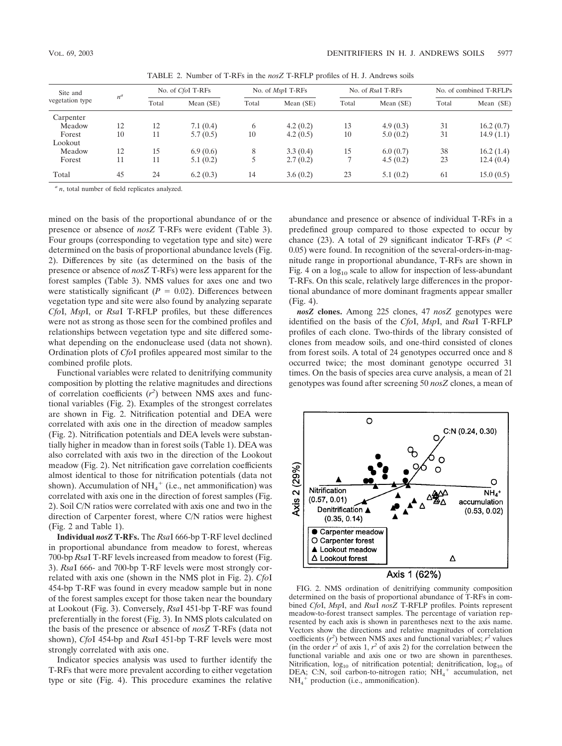TABLE 2. Number of T-RFs in the *nosZ* T-RFLP profiles of H. J. Andrews soils

| Site and vegetation type | $n^a$ | No. of *Cfo*I T-RFs | | No. of *Msp*I T-RFs | | No. of *Rsa*I T-RFs | | No. of combined T-RFLPs | |
|---|---|---|---|---|---|---|---|---|---|
| | | Total | Mean (SE) | Total | Mean (SE) | Total | Mean (SE) | Total | Mean (SE) |
| Carpenter | | | | | | | | | |
| Meadow | 12 | 12 | 7.1 (0.4) | 6 | 4.2 (0.2) | 13 | 4.9 (0.3) | 31 | 16.2 (0.7) |
| Forest | 10 | 11 | 5.7 (0.5) | 10 | 4.2 (0.5) | 10 | 5.0 (0.2) | 31 | 14.9 (1.1) |
| Lookout | | | | | | | | | |
| Meadow | 12 | 15 | 6.9 (0.6) | 8 | 3.3 (0.4) | 15 | 6.0 (0.7) | 38 | 16.2 (1.4) |
| Forest | 11 | 11 | 5.1 (0.2) | 5 | 2.7 (0.2) | 7 | 4.5 (0.2) | 23 | 12.4 (0.4) |
| Total | 45 | 24 | 6.2 (0.3) | 14 | 3.6 (0.2) | 23 | 5.1 (0.2) | 61 | 15.0 (0.5) |

[a] *n*, total number of field replicates analyzed.

mined on the basis of the proportional abundance of or the presence or absence of *nosZ* T-RFs were evident (Table 3). Four groups (corresponding to vegetation type and site) were determined on the basis of proportional abundance levels (Fig. 2). Differences by site (as determined on the basis of the presence or absence of *nosZ* T-RFs) were less apparent for the forest samples (Table 3). NMS values for axes one and two were statistically significant ($P = 0.02$). Differences between vegetation type and site were also found by analyzing separate *Cfo*I, *Msp*I, or *Rsa*I T-RFLP profiles, but these differences were not as strong as those seen for the combined profiles and relationships between vegetation type and site differed somewhat depending on the endonuclease used (data not shown). Ordination plots of *Cfo*I profiles appeared most similar to the combined profile plots.

Functional variables were related to denitrifying community composition by plotting the relative magnitudes and directions of correlation coefficients ($r^2$) between NMS axes and functional variables (Fig. 2). Examples of the strongest correlates are shown in Fig. 2. Nitrification potential and DEA were correlated with axis one in the direction of meadow samples (Fig. 2). Nitrification potentials and DEA levels were substantially higher in meadow than in forest soils (Table 1). DEA was also correlated with axis two in the direction of the Lookout meadow (Fig. 2). Net nitrification gave correlation coefficients almost identical to those for nitrification potentials (data not shown). Accumulation of $NH_4^+$ (i.e., net ammonification) was correlated with axis one in the direction of forest samples (Fig. 2). Soil C/N ratios were correlated with axis one and two in the direction of Carpenter forest, where C/N ratios were highest (Fig. 2 and Table 1).

**Individual *nosZ* T-RFs.** The *Rsa*I 666-bp T-RF level declined in proportional abundance from meadow to forest, whereas 700-bp *Rsa*I T-RF levels increased from meadow to forest (Fig. 3). *Rsa*I 666- and 700-bp T-RF levels were most strongly correlated with axis one (shown in the NMS plot in Fig. 2). *Cfo*I 454-bp T-RF was found in every meadow sample but in none of the forest samples except for those taken near the boundary at Lookout (Fig. 3). Conversely, *Rsa*I 451-bp T-RF was found preferentially in the forest (Fig. 3). In NMS plots calculated on the basis of the presence or absence of *nosZ* T-RFs (data not shown), *Cfo*I 454-bp and *Rsa*I 451-bp T-RF levels were most strongly correlated with axis one.

Indicator species analysis was used to further identify the T-RFs that were more prevalent according to either vegetation type or site (Fig. 4). This procedure examines the relative abundance and presence or absence of individual T-RFs in a predefined group compared to those expected to occur by chance (23). A total of 29 significant indicator T-RFs ($P < 0.05$) were found. In recognition of the several-orders-in-magnitude range in proportional abundance, T-RFs are shown in Fig. 4 on a $\log_{10}$ scale to allow for inspection of less-abundant T-RFs. On this scale, relatively large differences in the proportional abundance of more dominant fragments appear smaller (Fig. 4).

***nosZ* clones.** Among 225 clones, 47 *nosZ* genotypes were identified on the basis of the *Cfo*I, *Msp*I, and *Rsa*I T-RFLP profiles of each clone. Two-thirds of the library consisted of clones from meadow soils, and one-third consisted of clones from forest soils. A total of 24 genotypes occurred once and 8 occurred twice; the most dominant genotype occurred 31 times. On the basis of species area curve analysis, a mean of 21 genotypes was found after screening 50 *nosZ* clones, a mean of

FIG. 2. NMS ordination of denitrifying community composition determined on the basis of proportional abundance of T-RFs in combined *Cfo*I, *Msp*I, and *Rsa*I *nosZ* T-RFLP profiles. Points represent meadow-to-forest transect samples. The percentage of variation represented by each axis is shown in parentheses next to the axis name. Vectors show the directions and relative magnitudes of correlation coefficients ($r^2$) between NMS axes and functional variables; $r^2$ values (in the order $r^2$ of axis 1, $r^2$ of axis 2) for the correlation between the functional variable and axis one or two are shown in parentheses. Nitrification, $\log_{10}$ of nitrification potential; denitrification, $\log_{10}$ of DEA; C:N, soil carbon-to-nitrogen ratio; $NH_4^+$ accumulation, net $NH_4^+$ production (i.e., ammonification).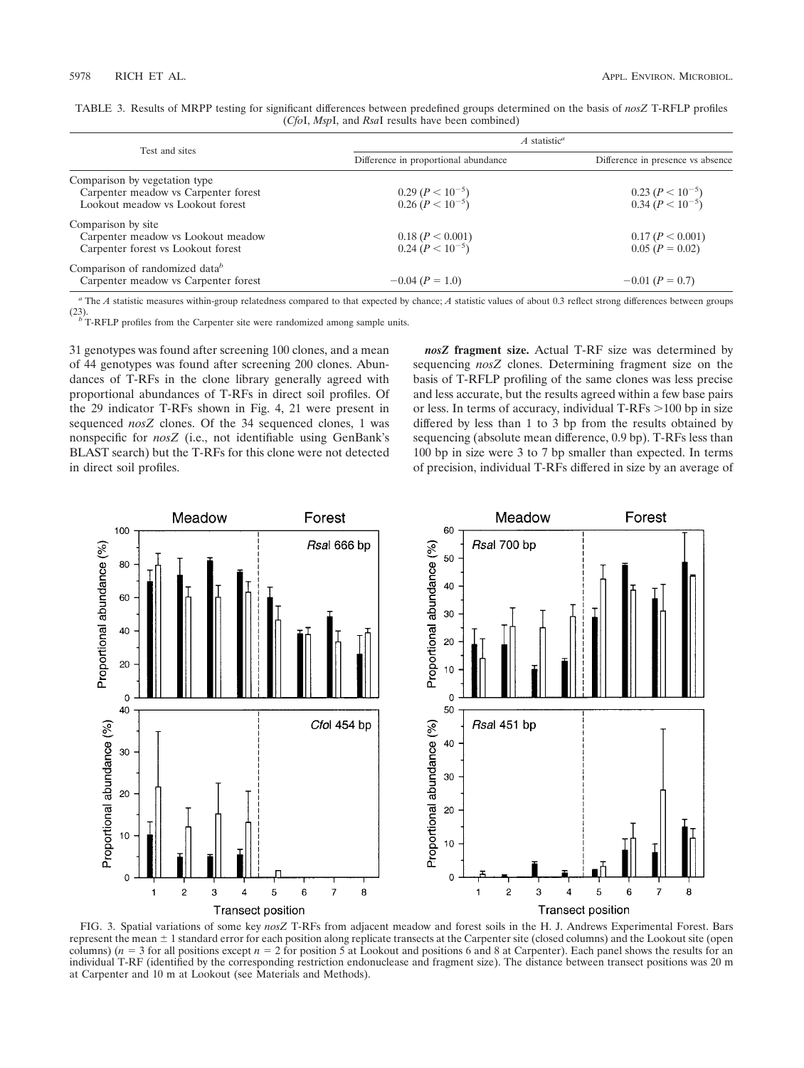TABLE 3. Results of MRPP testing for significant differences between predefined groups determined on the basis of *nosZ* T-RFLP profiles (*Cfo*I, *Msp*I, and *Rsa*I results have been combined)

| Test and sites | *A* statistic[a] | |
|---|---|---|
| | Difference in proportional abundance | Difference in presence vs absence |
| Comparison by vegetation type | | |
| Carpenter meadow vs Carpenter forest | 0.29 ($P < 10^{-5}$) | 0.23 ($P < 10^{-5}$) |
| Lookout meadow vs Lookout forest | 0.26 ($P < 10^{-5}$) | 0.34 ($P < 10^{-5}$) |
| Comparison by site | | |
| Carpenter meadow vs Lookout meadow | 0.18 ($P < 0.001$) | 0.17 ($P < 0.001$) |
| Carpenter forest vs Lookout forest | 0.24 ($P < 10^{-5}$) | 0.05 ($P = 0.02$) |
| Comparison of randomized data[b] | | |
| Carpenter meadow vs Carpenter forest | −0.04 ($P = 1.0$) | −0.01 ($P = 0.7$) |

[a] The *A* statistic measures within-group relatedness compared to that expected by chance; *A* statistic values of about 0.3 reflect strong differences between groups (23).

[b] T-RFLP profiles from the Carpenter site were randomized among sample units.

31 genotypes was found after screening 100 clones, and a mean of 44 genotypes was found after screening 200 clones. Abundances of T-RFs in the clone library generally agreed with proportional abundances of T-RFs in direct soil profiles. Of the 29 indicator T-RFs shown in Fig. 4, 21 were present in sequenced *nosZ* clones. Of the 34 sequenced clones, 1 was nonspecific for *nosZ* (i.e., not identifiable using GenBank's BLAST search) but the T-RFs for this clone were not detected in direct soil profiles.

***nosZ* fragment size.** Actual T-RF size was determined by sequencing *nosZ* clones. Determining fragment size on the basis of T-RFLP profiling of the same clones was less precise and less accurate, but the results agreed within a few base pairs or less. In terms of accuracy, individual T-RFs >100 bp in size differed by less than 1 to 3 bp from the results obtained by sequencing (absolute mean difference, 0.9 bp). T-RFs less than 100 bp in size were 3 to 7 bp smaller than expected. In terms of precision, individual T-RFs differed in size by an average of

FIG. 3. Spatial variations of some key *nosZ* T-RFs from adjacent meadow and forest soils in the H. J. Andrews Experimental Forest. Bars represent the mean ± 1 standard error for each position along replicate transects at the Carpenter site (closed columns) and the Lookout site (open columns) ($n = 3$ for all positions except $n = 2$ for position 5 at Lookout and positions 6 and 8 at Carpenter). Each panel shows the results for an individual T-RF (identified by the corresponding restriction endonuclease and fragment size). The distance between transect positions was 20 m at Carpenter and 10 m at Lookout (see Materials and Methods).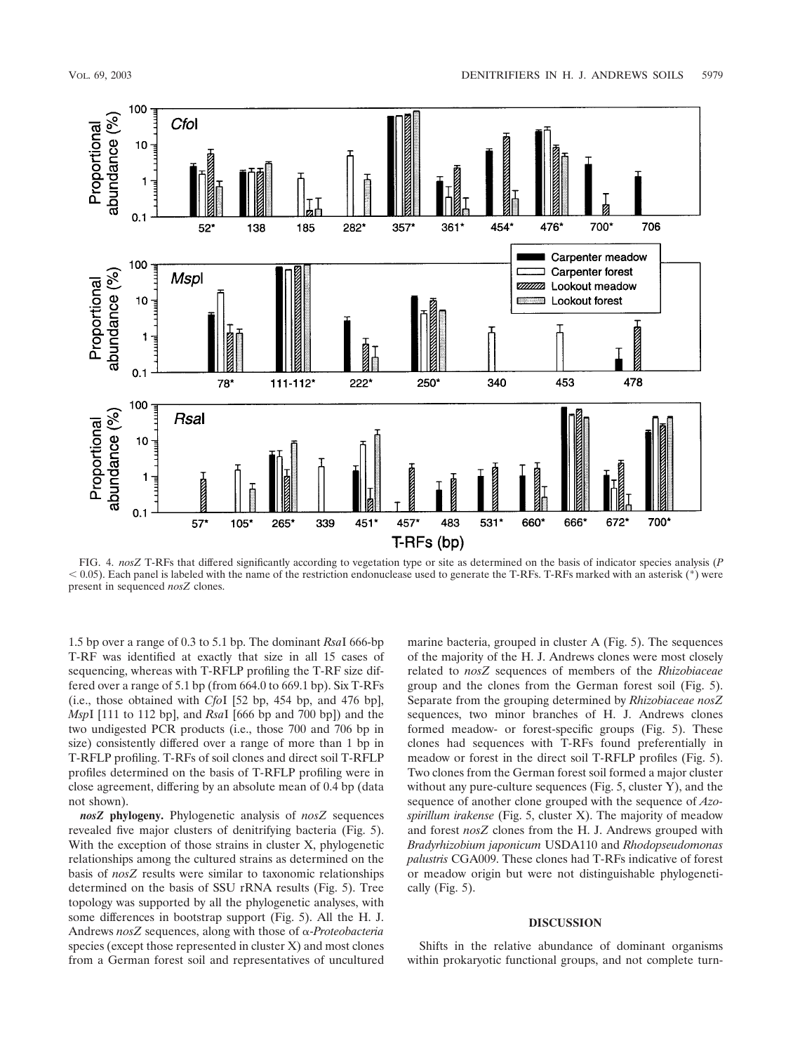FIG. 4. *nosZ* T-RFs that differed significantly according to vegetation type or site as determined on the basis of indicator species analysis ($P < 0.05$). Each panel is labeled with the name of the restriction endonuclease used to generate the T-RFs. T-RFs marked with an asterisk (*) were present in sequenced *nosZ* clones.

1.5 bp over a range of 0.3 to 5.1 bp. The dominant *Rsa*I 666-bp T-RF was identified at exactly that size in all 15 cases of sequencing, whereas with T-RFLP profiling the T-RF size differed over a range of 5.1 bp (from 664.0 to 669.1 bp). Six T-RFs (i.e., those obtained with *Cfo*I [52 bp, 454 bp, and 476 bp], *Msp*I [111 to 112 bp], and *Rsa*I [666 bp and 700 bp]) and the two undigested PCR products (i.e., those 700 and 706 bp in size) consistently differed over a range of more than 1 bp in T-RFLP profiling. T-RFs of soil clones and direct soil T-RFLP profiles determined on the basis of T-RFLP profiling were in close agreement, differing by an absolute mean of 0.4 bp (data not shown).

***nosZ* phylogeny.** Phylogenetic analysis of *nosZ* sequences revealed five major clusters of denitrifying bacteria (Fig. 5). With the exception of those strains in cluster X, phylogenetic relationships among the cultured strains as determined on the basis of *nosZ* results were similar to taxonomic relationships determined on the basis of SSU rRNA results (Fig. 5). Tree topology was supported by all the phylogenetic analyses, with some differences in bootstrap support (Fig. 5). All the H. J. Andrews *nosZ* sequences, along with those of α-*Proteobacteria* species (except those represented in cluster X) and most clones from a German forest soil and representatives of uncultured marine bacteria, grouped in cluster A (Fig. 5). The sequences of the majority of the H. J. Andrews clones were most closely related to *nosZ* sequences of members of the *Rhizobiaceae* group and the clones from the German forest soil (Fig. 5). Separate from the grouping determined by *Rhizobiaceae nosZ* sequences, two minor branches of H. J. Andrews clones formed meadow- or forest-specific groups (Fig. 5). These clones had sequences with T-RFs found preferentially in meadow or forest in the direct soil T-RFLP profiles (Fig. 5). Two clones from the German forest soil formed a major cluster without any pure-culture sequences (Fig. 5, cluster Y), and the sequence of another clone grouped with the sequence of *Azospirillum irakense* (Fig. 5, cluster X). The majority of meadow and forest *nosZ* clones from the H. J. Andrews grouped with *Bradyrhizobium japonicum* USDA110 and *Rhodopseudomonas palustris* CGA009. These clones had T-RFs indicative of forest or meadow origin but were not distinguishable phylogenetically (Fig. 5).

## DISCUSSION

Shifts in the relative abundance of dominant organisms within prokaryotic functional groups, and not complete turn-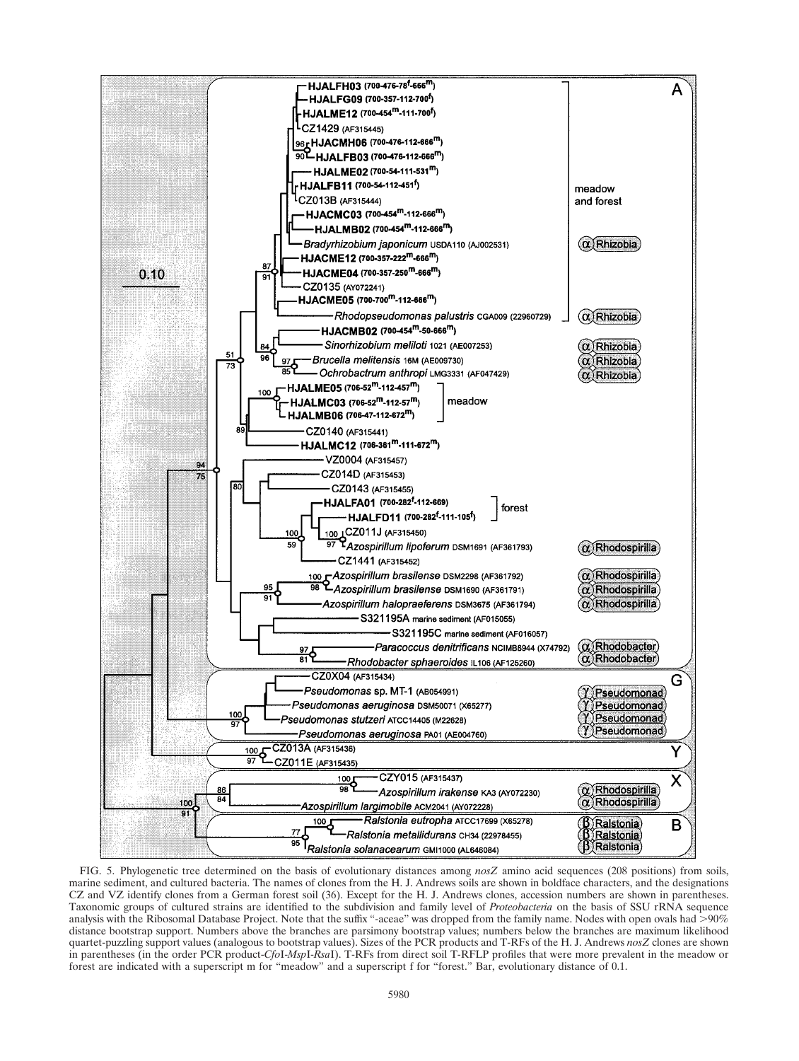FIG. 5. Phylogenetic tree determined on the basis of evolutionary distances among *nosZ* amino acid sequences (208 positions) from soils, marine sediment, and cultured bacteria. The names of clones from the H. J. Andrews soils are shown in boldface characters, and the designations CZ and VZ identify clones from a German forest soil (36). Except for the H. J. Andrews clones, accession numbers are shown in parentheses. Taxonomic groups of cultured strains are identified to the subdivision and family level of *Proteobacteria* on the basis of SSU rRNA sequence analysis with the Ribosomal Database Project. Note that the suffix "-aceae" was dropped from the family name. Nodes with open ovals had >90% distance bootstrap support. Numbers above the branches are parsimony bootstrap values; numbers below the branches are maximum likelihood quartet-puzzling support values (analogous to bootstrap values). Sizes of the PCR products and T-RFs of the H. J. Andrews *nosZ* clones are shown in parentheses (in the order PCR product-*Cfo*I-*Msp*I-*Rsa*I). T-RFs from direct soil T-RFLP profiles that were more prevalent in the meadow or forest are indicated with a superscript m for "meadow" and a superscript f for "forest." Bar, evolutionary distance of 0.1.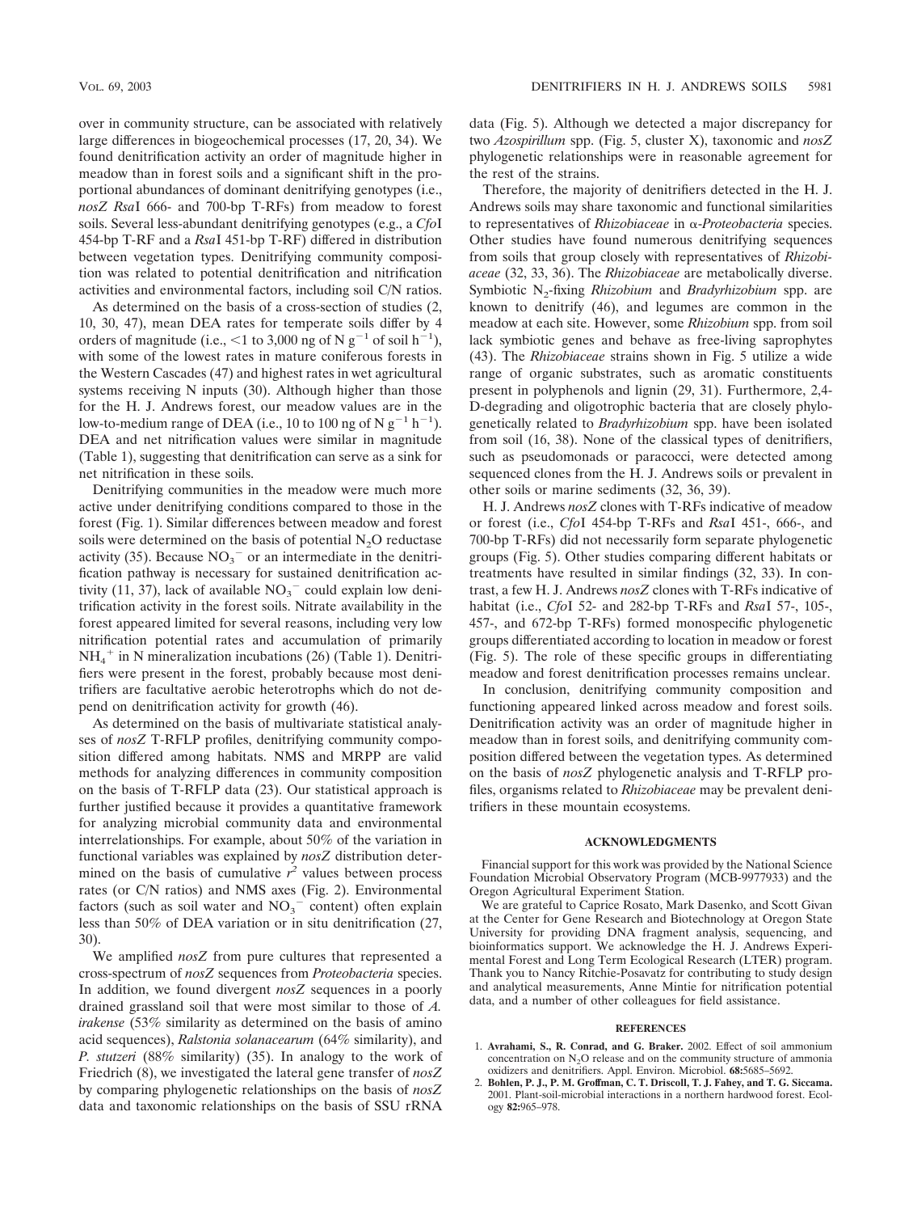over in community structure, can be associated with relatively large differences in biogeochemical processes (17, 20, 34). We found denitrification activity an order of magnitude higher in meadow than in forest soils and a significant shift in the proportional abundances of dominant denitrifying genotypes (i.e., *nosZ RsaI* 666- and 700-bp T-RFs) from meadow to forest soils. Several less-abundant denitrifying genotypes (e.g., a *CfoI* 454-bp T-RF and a *RsaI* 451-bp T-RF) differed in distribution between vegetation types. Denitrifying community composition was related to potential denitrification and nitrification activities and environmental factors, including soil C/N ratios.

As determined on the basis of a cross-section of studies (2, 10, 30, 47), mean DEA rates for temperate soils differ by 4 orders of magnitude (i.e., <1 to 3,000 ng of N $g^{-1}$ of soil $h^{-1}$), with some of the lowest rates in mature coniferous forests in the Western Cascades (47) and highest rates in wet agricultural systems receiving N inputs (30). Although higher than those for the H. J. Andrews forest, our meadow values are in the low-to-medium range of DEA (i.e., 10 to 100 ng of N $g^{-1}$ $h^{-1}$). DEA and net nitrification values were similar in magnitude (Table 1), suggesting that denitrification can serve as a sink for net nitrification in these soils.

Denitrifying communities in the meadow were much more active under denitrifying conditions compared to those in the forest (Fig. 1). Similar differences between meadow and forest soils were determined on the basis of potential $N_2O$ reductase activity (35). Because $NO_3^-$ or an intermediate in the denitrification pathway is necessary for sustained denitrification activity (11, 37), lack of available $NO_3^-$ could explain low denitrification activity in the forest soils. Nitrate availability in the forest appeared limited for several reasons, including very low nitrification potential rates and accumulation of primarily $NH_4^+$ in N mineralization incubations (26) (Table 1). Denitrifiers were present in the forest, probably because most denitrifiers are facultative aerobic heterotrophs which do not depend on denitrification activity for growth (46).

As determined on the basis of multivariate statistical analyses of *nosZ* T-RFLP profiles, denitrifying community composition differed among habitats. NMS and MRPP are valid methods for analyzing differences in community composition on the basis of T-RFLP data (23). Our statistical approach is further justified because it provides a quantitative framework for analyzing microbial community data and environmental interrelationships. For example, about 50% of the variation in functional variables was explained by *nosZ* distribution determined on the basis of cumulative $r^2$ values between process rates (or C/N ratios) and NMS axes (Fig. 2). Environmental factors (such as soil water and $NO_3^-$ content) often explain less than 50% of DEA variation or in situ denitrification (27, 30).

We amplified *nosZ* from pure cultures that represented a cross-spectrum of *nosZ* sequences from *Proteobacteria* species. In addition, we found divergent *nosZ* sequences in a poorly drained grassland soil that were most similar to those of *A. irakense* (53% similarity as determined on the basis of amino acid sequences), *Ralstonia solanacearum* (64% similarity), and *P. stutzeri* (88% similarity) (35). In analogy to the work of Friedrich (8), we investigated the lateral gene transfer of *nosZ* by comparing phylogenetic relationships on the basis of *nosZ* data and taxonomic relationships on the basis of SSU rRNA data (Fig. 5). Although we detected a major discrepancy for two *Azospirillum* spp. (Fig. 5, cluster X), taxonomic and *nosZ* phylogenetic relationships were in reasonable agreement for the rest of the strains.

Therefore, the majority of denitrifiers detected in the H. J. Andrews soils may share taxonomic and functional similarities to representatives of *Rhizobiaceae* in α-*Proteobacteria* species. Other studies have found numerous denitrifying sequences from soils that group closely with representatives of *Rhizobiaceae* (32, 33, 36). The *Rhizobiaceae* are metabolically diverse. Symbiotic $N_2$-fixing *Rhizobium* and *Bradyrhizobium* spp. are known to denitrify (46), and legumes are common in the meadow at each site. However, some *Rhizobium* spp. from soil lack symbiotic genes and behave as free-living saprophytes (43). The *Rhizobiaceae* strains shown in Fig. 5 utilize a wide range of organic substrates, such as aromatic constituents present in polyphenols and lignin (29, 31). Furthermore, 2,4-D-degrading and oligotrophic bacteria that are closely phylogenetically related to *Bradyrhizobium* spp. have been isolated from soil (16, 38). None of the classical types of denitrifiers, such as pseudomonads or paracocci, were detected among sequenced clones from the H. J. Andrews soils or prevalent in other soils or marine sediments (32, 36, 39).

H. J. Andrews *nosZ* clones with T-RFs indicative of meadow or forest (i.e., *CfoI* 454-bp T-RFs and *RsaI* 451-, 666-, and 700-bp T-RFs) did not necessarily form separate phylogenetic groups (Fig. 5). Other studies comparing different habitats or treatments have resulted in similar findings (32, 33). In contrast, a few H. J. Andrews *nosZ* clones with T-RFs indicative of habitat (i.e., *CfoI* 52- and 282-bp T-RFs and *RsaI* 57-, 105-, 457-, and 672-bp T-RFs) formed monospecific phylogenetic groups differentiated according to location in meadow or forest (Fig. 5). The role of these specific groups in differentiating meadow and forest denitrification processes remains unclear.

In conclusion, denitrifying community composition and functioning appeared linked across meadow and forest soils. Denitrification activity was an order of magnitude higher in meadow than in forest soils, and denitrifying community composition differed between the vegetation types. As determined on the basis of *nosZ* phylogenetic analysis and T-RFLP profiles, organisms related to *Rhizobiaceae* may be prevalent denitrifiers in these mountain ecosystems.

## ACKNOWLEDGMENTS

Financial support for this work was provided by the National Science Foundation Microbial Observatory Program (MCB-9977933) and the Oregon Agricultural Experiment Station.

We are grateful to Caprice Rosato, Mark Dasenko, and Scott Givan at the Center for Gene Research and Biotechnology at Oregon State University for providing DNA fragment analysis, sequencing, and bioinformatics support. We acknowledge the H. J. Andrews Experimental Forest and Long Term Ecological Research (LTER) program. Thank you to Nancy Ritchie-Posavatz for contributing to study design and analytical measurements, Anne Mintie for nitrification potential data, and a number of other colleagues for field assistance.

## REFERENCES

1. **Avrahami, S., R. Conrad, and G. Braker.** 2002. Effect of soil ammonium concentration on $N_2O$ release and on the community structure of ammonia oxidizers and denitrifiers. Appl. Environ. Microbiol. **68:**5685–5692.
2. **Bohlen, P. J., P. M. Groffman, C. T. Driscoll, T. J. Fahey, and T. G. Siccama.** 2001. Plant-soil-microbial interactions in a northern hardwood forest. Ecology **82:**965–978.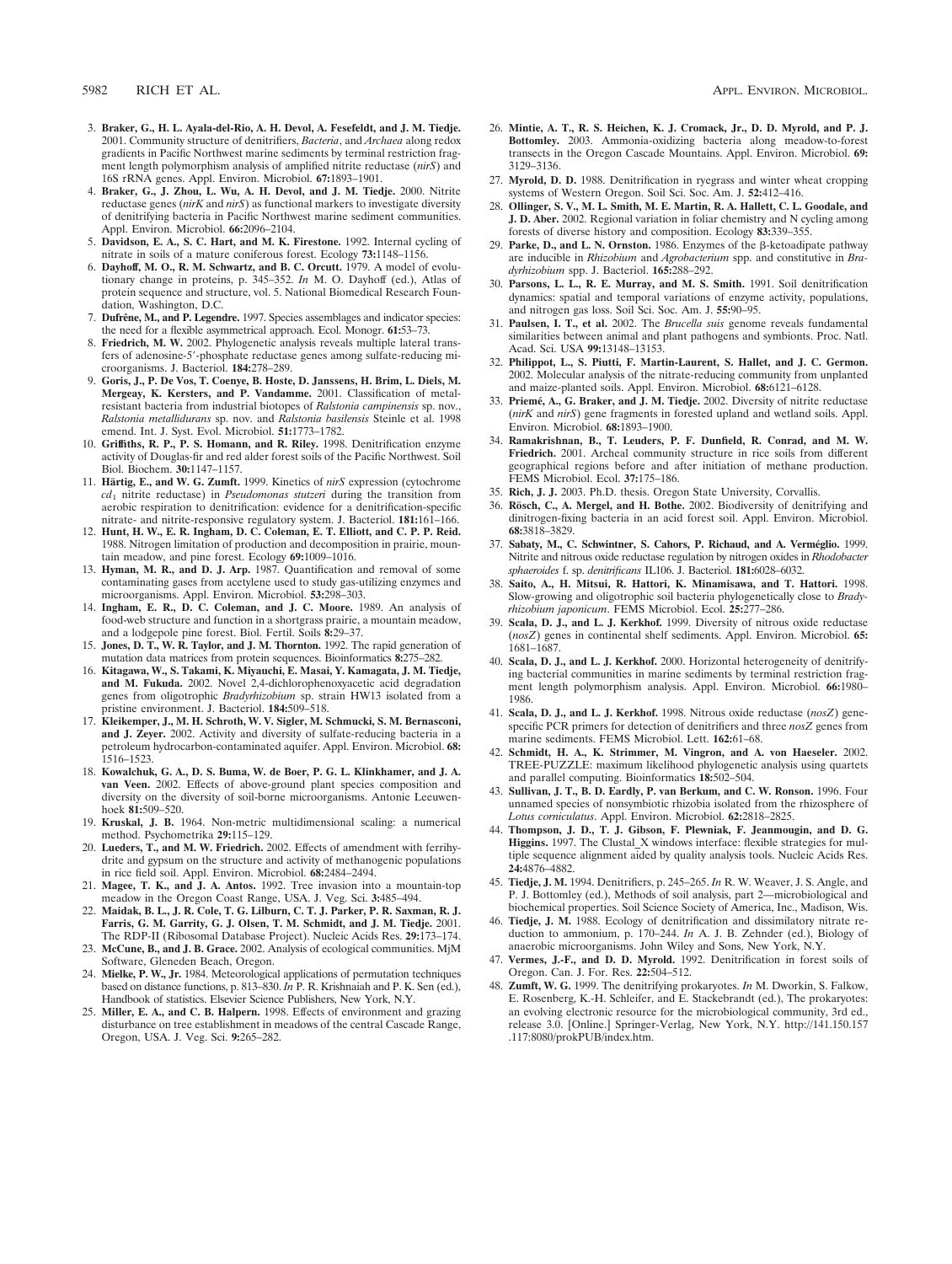3. **Braker, G., H. L. Ayala-del-Rio, A. H. Devol, A. Fesefeldt, and J. M. Tiedje.** 2001. Community structure of denitrifiers, *Bacteria*, and *Archaea* along redox gradients in Pacific Northwest marine sediments by terminal restriction fragment length polymorphism analysis of amplified nitrite reductase (*nirS*) and 16S rRNA genes. Appl. Environ. Microbiol. **67:**1893–1901.
4. **Braker, G., J. Zhou, L. Wu, A. H. Devol, and J. M. Tiedje.** 2000. Nitrite reductase genes (*nirK* and *nirS*) as functional markers to investigate diversity of denitrifying bacteria in Pacific Northwest marine sediment communities. Appl. Environ. Microbiol. **66:**2096–2104.
5. **Davidson, E. A., S. C. Hart, and M. K. Firestone.** 1992. Internal cycling of nitrate in soils of a mature coniferous forest. Ecology **73:**1148–1156.
6. **Dayhoff, M. O., R. M. Schwartz, and B. C. Orcutt.** 1979. A model of evolutionary change in proteins, p. 345–352. *In* M. O. Dayhoff (ed.), Atlas of protein sequence and structure, vol. 5. National Biomedical Research Foundation, Washington, D.C.
7. **Dufrêne, M., and P. Legendre.** 1997. Species assemblages and indicator species: the need for a flexible asymmetrical approach. Ecol. Monogr. **61:**53–73.
8. **Friedrich, M. W.** 2002. Phylogenetic analysis reveals multiple lateral transfers of adenosine-5′-phosphate reductase genes among sulfate-reducing microorganisms. J. Bacteriol. **184:**278–289.
9. **Goris, J., P. De Vos, T. Coenye, B. Hoste, D. Janssens, H. Brim, L. Diels, M. Mergeay, K. Kersters, and P. Vandamme.** 2001. Classification of metal-resistant bacteria from industrial biotopes of *Ralstonia campinensis* sp. nov., *Ralstonia metallidurans* sp. nov. and *Ralstonia basilensis* Steinle et al. 1998 emend. Int. J. Syst. Evol. Microbiol. **51:**1773–1782.
10. **Griffiths, R. P., P. S. Homann, and R. Riley.** 1998. Denitrification enzyme activity of Douglas-fir and red alder forest soils of the Pacific Northwest. Soil Biol. Biochem. **30:**1147–1157.
11. **Härtig, E., and W. G. Zumft.** 1999. Kinetics of *nirS* expression (cytochrome $cd_1$ nitrite reductase) in *Pseudomonas stutzeri* during the transition from aerobic respiration to denitrification: evidence for a denitrification-specific nitrate- and nitrite-responsive regulatory system. J. Bacteriol. **181:**161–166.
12. **Hunt, H. W., E. R. Ingham, D. C. Coleman, E. T. Elliott, and C. P. P. Reid.** 1988. Nitrogen limitation of production and decomposition in prairie, mountain meadow, and pine forest. Ecology **69:**1009–1016.
13. **Hyman, M. R., and D. J. Arp.** 1987. Quantification and removal of some contaminating gases from acetylene used to study gas-utilizing enzymes and microorganisms. Appl. Environ. Microbiol. **53:**298–303.
14. **Ingham, E. R., D. C. Coleman, and J. C. Moore.** 1989. An analysis of food-web structure and function in a shortgrass prairie, a mountain meadow, and a lodgepole pine forest. Biol. Fertil. Soils **8:**29–37.
15. **Jones, D. T., W. R. Taylor, and J. M. Thornton.** 1992. The rapid generation of mutation data matrices from protein sequences. Bioinformatics **8:**275–282.
16. **Kitagawa, W., S. Takami, K. Miyauchi, E. Masai, Y. Kamagata, J. M. Tiedje, and M. Fukuda.** 2002. Novel 2,4-dichlorophenoxyacetic acid degradation genes from oligotrophic *Bradyrhizobium* sp. strain HW13 isolated from a pristine environment. J. Bacteriol. **184:**509–518.
17. **Kleikemper, J., M. H. Schroth, W. V. Sigler, M. Schmucki, S. M. Bernasconi, and J. Zeyer.** 2002. Activity and diversity of sulfate-reducing bacteria in a petroleum hydrocarbon-contaminated aquifer. Appl. Environ. Microbiol. **68:** 1516–1523.
18. **Kowalchuk, G. A., D. S. Buma, W. de Boer, P. G. L. Klinkhamer, and J. A. van Veen.** 2002. Effects of above-ground plant species composition and diversity on the diversity of soil-borne microorganisms. Antonie Leeuwenhoek **81:**509–520.
19. **Kruskal, J. B.** 1964. Non-metric multidimensional scaling: a numerical method. Psychometrika **29:**115–129.
20. **Lueders, T., and M. W. Friedrich.** 2002. Effects of amendment with ferrihydrite and gypsum on the structure and activity of methanogenic populations in rice field soil. Appl. Environ. Microbiol. **68:**2484–2494.
21. **Magee, T. K., and J. A. Antos.** 1992. Tree invasion into a mountain-top meadow in the Oregon Coast Range, USA. J. Veg. Sci. **3:**485–494.
22. **Maidak, B. L., J. R. Cole, T. G. Lilburn, C. T. J. Parker, P. R. Saxman, R. J. Farris, G. M. Garrity, G. J. Olsen, T. M. Schmidt, and J. M. Tiedje.** 2001. The RDP-II (Ribosomal Database Project). Nucleic Acids Res. **29:**173–174.
23. **McCune, B., and J. B. Grace.** 2002. Analysis of ecological communities. MjM Software, Gleneden Beach, Oregon.
24. **Mielke, P. W., Jr.** 1984. Meteorological applications of permutation techniques based on distance functions, p. 813–830. *In* P. R. Krishnaiah and P. K. Sen (ed.), Handbook of statistics. Elsevier Science Publishers, New York, N.Y.
25. **Miller, E. A., and C. B. Halpern.** 1998. Effects of environment and grazing disturbance on tree establishment in meadows of the central Cascade Range, Oregon, USA. J. Veg. Sci. **9:**265–282.
26. **Mintie, A. T., R. S. Heichen, K. J. Cromack, Jr., D. D. Myrold, and P. J. Bottomley.** 2003. Ammonia-oxidizing bacteria along meadow-to-forest transects in the Oregon Cascade Mountains. Appl. Environ. Microbiol. **69:** 3129–3136.
27. **Myrold, D. D.** 1988. Denitrification in ryegrass and winter wheat cropping systems of Western Oregon. Soil Sci. Soc. Am. J. **52:**412–416.
28. **Ollinger, S. V., M. L. Smith, M. E. Martin, R. A. Hallett, C. L. Goodale, and J. D. Aber.** 2002. Regional variation in foliar chemistry and N cycling among forests of diverse history and composition. Ecology **83:**339–355.
29. **Parke, D., and L. N. Ornston.** 1986. Enzymes of the β-ketoadipate pathway are inducible in *Rhizobium* and *Agrobacterium* spp. and constitutive in *Bradyrhizobium* spp. J. Bacteriol. **165:**288–292.
30. **Parsons, L. L., R. E. Murray, and M. S. Smith.** 1991. Soil denitrification dynamics: spatial and temporal variations of enzyme activity, populations, and nitrogen gas loss. Soil Sci. Soc. Am. J. **55:**90–95.
31. **Paulsen, I. T., et al.** 2002. The *Brucella suis* genome reveals fundamental similarities between animal and plant pathogens and symbionts. Proc. Natl. Acad. Sci. USA **99:**13148–13153.
32. **Philippot, L., S. Piutti, F. Martin-Laurent, S. Hallet, and J. C. Germon.** 2002. Molecular analysis of the nitrate-reducing community from unplanted and maize-planted soils. Appl. Environ. Microbiol. **68:**6121–6128.
33. **Priemé, A., G. Braker, and J. M. Tiedje.** 2002. Diversity of nitrite reductase (*nirK* and *nirS*) gene fragments in forested upland and wetland soils. Appl. Environ. Microbiol. **68:**1893–1900.
34. **Ramakrishnan, B., T. Leuders, P. F. Dunfield, R. Conrad, and M. W. Friedrich.** 2001. Archeal community structure in rice soils from different geographical regions before and after initiation of methane production. FEMS Microbiol. Ecol. **37:**175–186.
35. **Rich, J. J.** 2003. Ph.D. thesis. Oregon State University, Corvallis.
36. **Rösch, C., A. Mergel, and H. Bothe.** 2002. Biodiversity of denitrifying and dinitrogen-fixing bacteria in an acid forest soil. Appl. Environ. Microbiol. **68:**3818–3829.
37. **Sabaty, M., C. Schwintner, S. Cahors, P. Richaud, and A. Verméglio.** 1999. Nitrite and nitrous oxide reductase regulation by nitrogen oxides in *Rhodobacter sphaeroides* f. sp. *denitrificans* IL106. J. Bacteriol. **181:**6028–6032.
38. **Saito, A., H. Mitsui, R. Hattori, K. Minamisawa, and T. Hattori.** 1998. Slow-growing and oligotrophic soil bacteria phylogenetically close to *Bradyrhizobium japonicum*. FEMS Microbiol. Ecol. **25:**277–286.
39. **Scala, D. J., and L. J. Kerkhof.** 1999. Diversity of nitrous oxide reductase (*nosZ*) genes in continental shelf sediments. Appl. Environ. Microbiol. **65:** 1681–1687.
40. **Scala, D. J., and L. J. Kerkhof.** 2000. Horizontal heterogeneity of denitrifying bacterial communities in marine sediments by terminal restriction fragment length polymorphism analysis. Appl. Environ. Microbiol. **66:**1980–1986.
41. **Scala, D. J., and L. J. Kerkhof.** 1998. Nitrous oxide reductase (*nosZ*) gene-specific PCR primers for detection of denitrifiers and three *nosZ* genes from marine sediments. FEMS Microbiol. Lett. **162:**61–68.
42. **Schmidt, H. A., K. Strimmer, M. Vingron, and A. von Haeseler.** 2002. TREE-PUZZLE: maximum likelihood phylogenetic analysis using quartets and parallel computing. Bioinformatics **18:**502–504.
43. **Sullivan, J. T., B. D. Eardly, P. van Berkum, and C. W. Ronson.** 1996. Four unnamed species of nonsymbiotic rhizobia isolated from the rhizosphere of *Lotus corniculatus*. Appl. Environ. Microbiol. **62:**2818–2825.
44. **Thompson, J. D., T. J. Gibson, F. Plewniak, F. Jeanmougin, and D. G. Higgins.** 1997. The Clustal_X windows interface: flexible strategies for multiple sequence alignment aided by quality analysis tools. Nucleic Acids Res. **24:**4876–4882.
45. **Tiedje, J. M.** 1994. Denitrifiers, p. 245–265. *In* R. W. Weaver, J. S. Angle, and P. J. Bottomley (ed.), Methods of soil analysis, part 2—microbiological and biochemical properties. Soil Science Society of America, Inc., Madison, Wis.
46. **Tiedje, J. M.** 1988. Ecology of denitrification and dissimilatory nitrate reduction to ammonium, p. 170–244. *In* A. J. B. Zehnder (ed.), Biology of anaerobic microorganisms. John Wiley and Sons, New York, N.Y.
47. **Vermes, J.-F., and D. D. Myrold.** 1992. Denitrification in forest soils of Oregon. Can. J. For. Res. **22:**504–512.
48. **Zumft, W. G.** 1999. The denitrifying prokaryotes. *In* M. Dworkin, S. Falkow, E. Rosenberg, K.-H. Schleifer, and E. Stackebrandt (ed.), The prokaryotes: an evolving electronic resource for the microbiological community, 3rd ed., release 3.0. [Online.] Springer-Verlag, New York, N.Y. http://141.150.157.117:8080/prokPUB/index.htm.